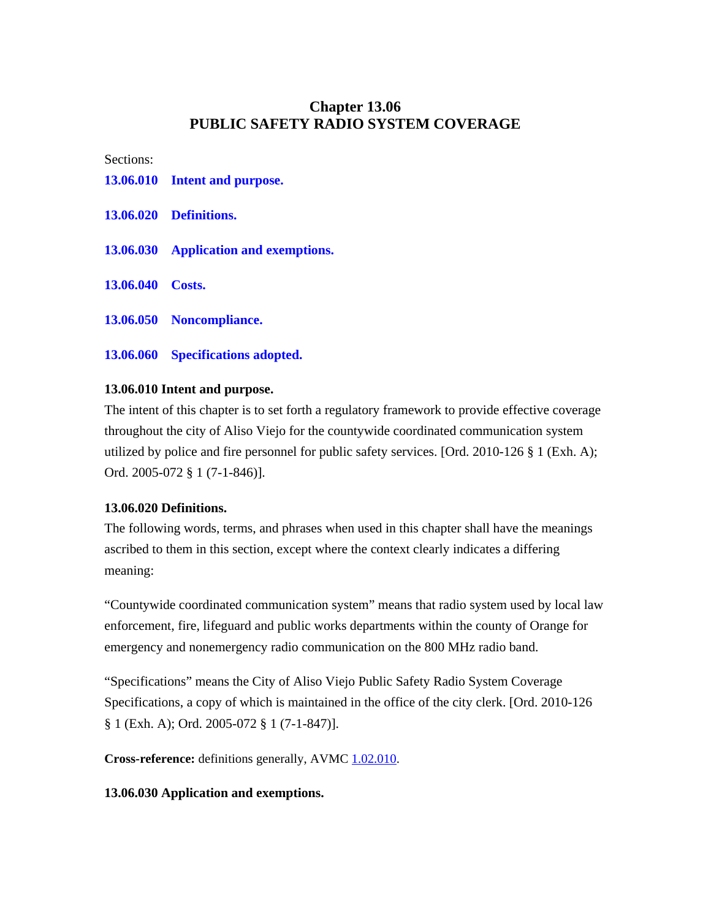# Chapter 13.06
# PUBLIC SAFETY RADIO SYSTEM COVERAGE

Sections:

**13.06.010 Intent and purpose.**

**13.06.020 Definitions.**

**13.06.030 Application and exemptions.**

**13.06.040 Costs.**

**13.06.050 Noncompliance.**

**13.06.060 Specifications adopted.**

### 13.06.010 Intent and purpose.

The intent of this chapter is to set forth a regulatory framework to provide effective coverage throughout the city of Aliso Viejo for the countywide coordinated communication system utilized by police and fire personnel for public safety services. [Ord. 2010-126 § 1 (Exh. A); Ord. 2005-072 § 1 (7-1-846)].

### 13.06.020 Definitions.

The following words, terms, and phrases when used in this chapter shall have the meanings ascribed to them in this section, except where the context clearly indicates a differing meaning:

“Countywide coordinated communication system” means that radio system used by local law enforcement, fire, lifeguard and public works departments within the county of Orange for emergency and nonemergency radio communication on the 800 MHz radio band.

“Specifications” means the City of Aliso Viejo Public Safety Radio System Coverage Specifications, a copy of which is maintained in the office of the city clerk. [Ord. 2010-126 § 1 (Exh. A); Ord. 2005-072 § 1 (7-1-847)].

**Cross-reference:** definitions generally, AVMC 1.02.010.

### 13.06.030 Application and exemptions.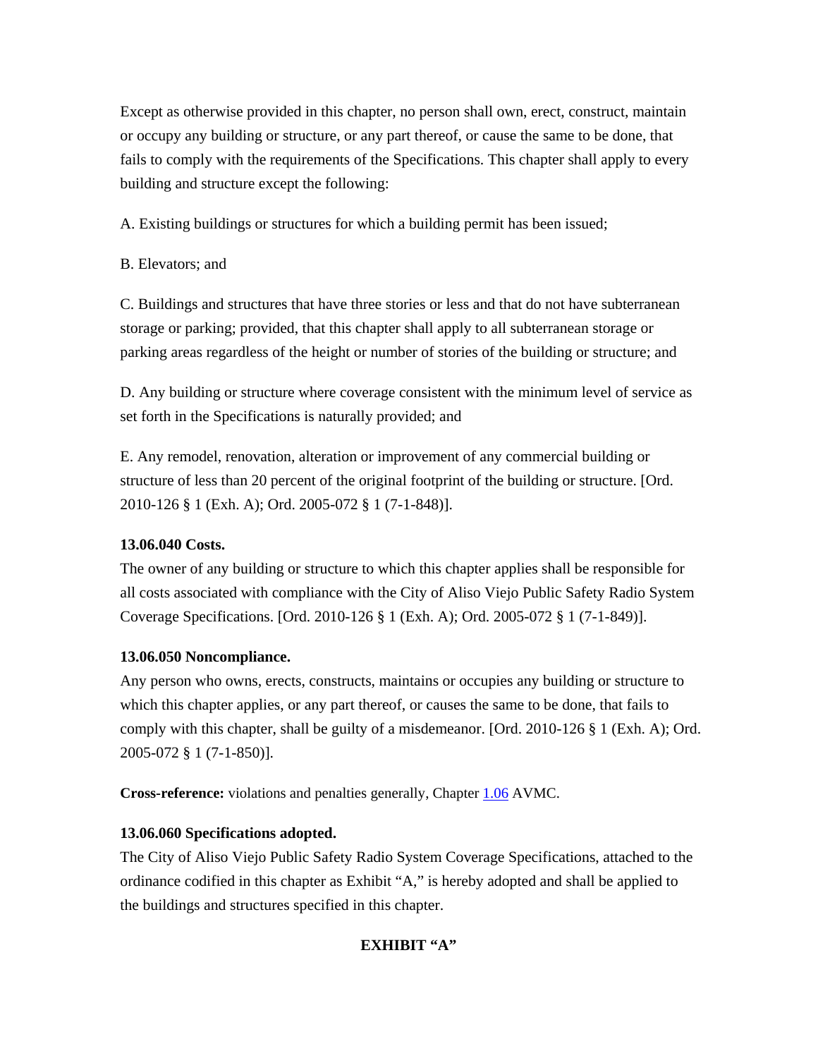Except as otherwise provided in this chapter, no person shall own, erect, construct, maintain or occupy any building or structure, or any part thereof, or cause the same to be done, that fails to comply with the requirements of the Specifications. This chapter shall apply to every building and structure except the following:

A. Existing buildings or structures for which a building permit has been issued;

B. Elevators; and

C. Buildings and structures that have three stories or less and that do not have subterranean storage or parking; provided, that this chapter shall apply to all subterranean storage or parking areas regardless of the height or number of stories of the building or structure; and

D. Any building or structure where coverage consistent with the minimum level of service as set forth in the Specifications is naturally provided; and

E. Any remodel, renovation, alteration or improvement of any commercial building or structure of less than 20 percent of the original footprint of the building or structure. [Ord. 2010-126 § 1 (Exh. A); Ord. 2005-072 § 1 (7-1-848)].

**13.06.040 Costs.**
The owner of any building or structure to which this chapter applies shall be responsible for all costs associated with compliance with the City of Aliso Viejo Public Safety Radio System Coverage Specifications. [Ord. 2010-126 § 1 (Exh. A); Ord. 2005-072 § 1 (7-1-849)].

**13.06.050 Noncompliance.**
Any person who owns, erects, constructs, maintains or occupies any building or structure to which this chapter applies, or any part thereof, or causes the same to be done, that fails to comply with this chapter, shall be guilty of a misdemeanor. [Ord. 2010-126 § 1 (Exh. A); Ord. 2005-072 § 1 (7-1-850)].

**Cross-reference:** violations and penalties generally, Chapter 1.06 AVMC.

**13.06.060 Specifications adopted.**
The City of Aliso Viejo Public Safety Radio System Coverage Specifications, attached to the ordinance codified in this chapter as Exhibit "A," is hereby adopted and shall be applied to the buildings and structures specified in this chapter.

**EXHIBIT "A"**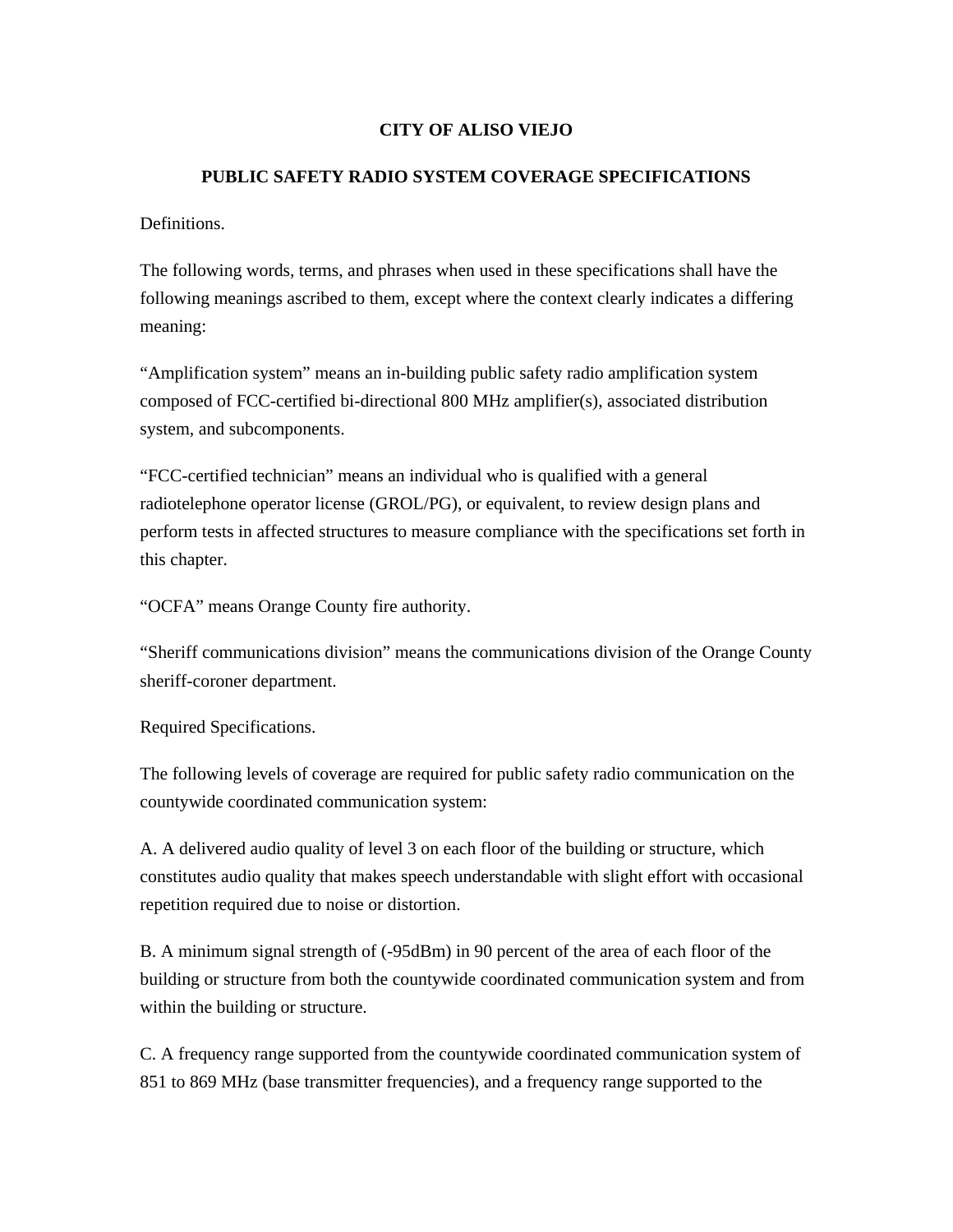**CITY OF ALISO VIEJO**

**PUBLIC SAFETY RADIO SYSTEM COVERAGE SPECIFICATIONS**

Definitions.

The following words, terms, and phrases when used in these specifications shall have the following meanings ascribed to them, except where the context clearly indicates a differing meaning:

"Amplification system" means an in-building public safety radio amplification system composed of FCC-certified bi-directional 800 MHz amplifier(s), associated distribution system, and subcomponents.

"FCC-certified technician" means an individual who is qualified with a general radiotelephone operator license (GROL/PG), or equivalent, to review design plans and perform tests in affected structures to measure compliance with the specifications set forth in this chapter.

"OCFA" means Orange County fire authority.

"Sheriff communications division" means the communications division of the Orange County sheriff-coroner department.

Required Specifications.

The following levels of coverage are required for public safety radio communication on the countywide coordinated communication system:

A. A delivered audio quality of level 3 on each floor of the building or structure, which constitutes audio quality that makes speech understandable with slight effort with occasional repetition required due to noise or distortion.

B. A minimum signal strength of (-95dBm) in 90 percent of the area of each floor of the building or structure from both the countywide coordinated communication system and from within the building or structure.

C. A frequency range supported from the countywide coordinated communication system of 851 to 869 MHz (base transmitter frequencies), and a frequency range supported to the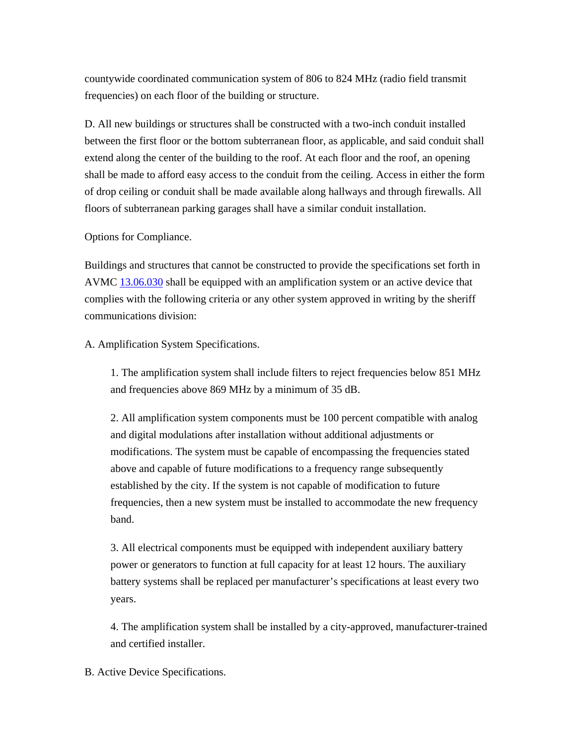countywide coordinated communication system of 806 to 824 MHz (radio field transmit frequencies) on each floor of the building or structure.

D. All new buildings or structures shall be constructed with a two-inch conduit installed between the first floor or the bottom subterranean floor, as applicable, and said conduit shall extend along the center of the building to the roof. At each floor and the roof, an opening shall be made to afford easy access to the conduit from the ceiling. Access in either the form of drop ceiling or conduit shall be made available along hallways and through firewalls. All floors of subterranean parking garages shall have a similar conduit installation.

Options for Compliance.

Buildings and structures that cannot be constructed to provide the specifications set forth in AVMC [13.06.030]() shall be equipped with an amplification system or an active device that complies with the following criteria or any other system approved in writing by the sheriff communications division:

A. Amplification System Specifications.

> 1. The amplification system shall include filters to reject frequencies below 851 MHz and frequencies above 869 MHz by a minimum of 35 dB.
>
> 2. All amplification system components must be 100 percent compatible with analog and digital modulations after installation without additional adjustments or modifications. The system must be capable of encompassing the frequencies stated above and capable of future modifications to a frequency range subsequently established by the city. If the system is not capable of modification to future frequencies, then a new system must be installed to accommodate the new frequency band.
>
> 3. All electrical components must be equipped with independent auxiliary battery power or generators to function at full capacity for at least 12 hours. The auxiliary battery systems shall be replaced per manufacturer's specifications at least every two years.
>
> 4. The amplification system shall be installed by a city-approved, manufacturer-trained and certified installer.

B. Active Device Specifications.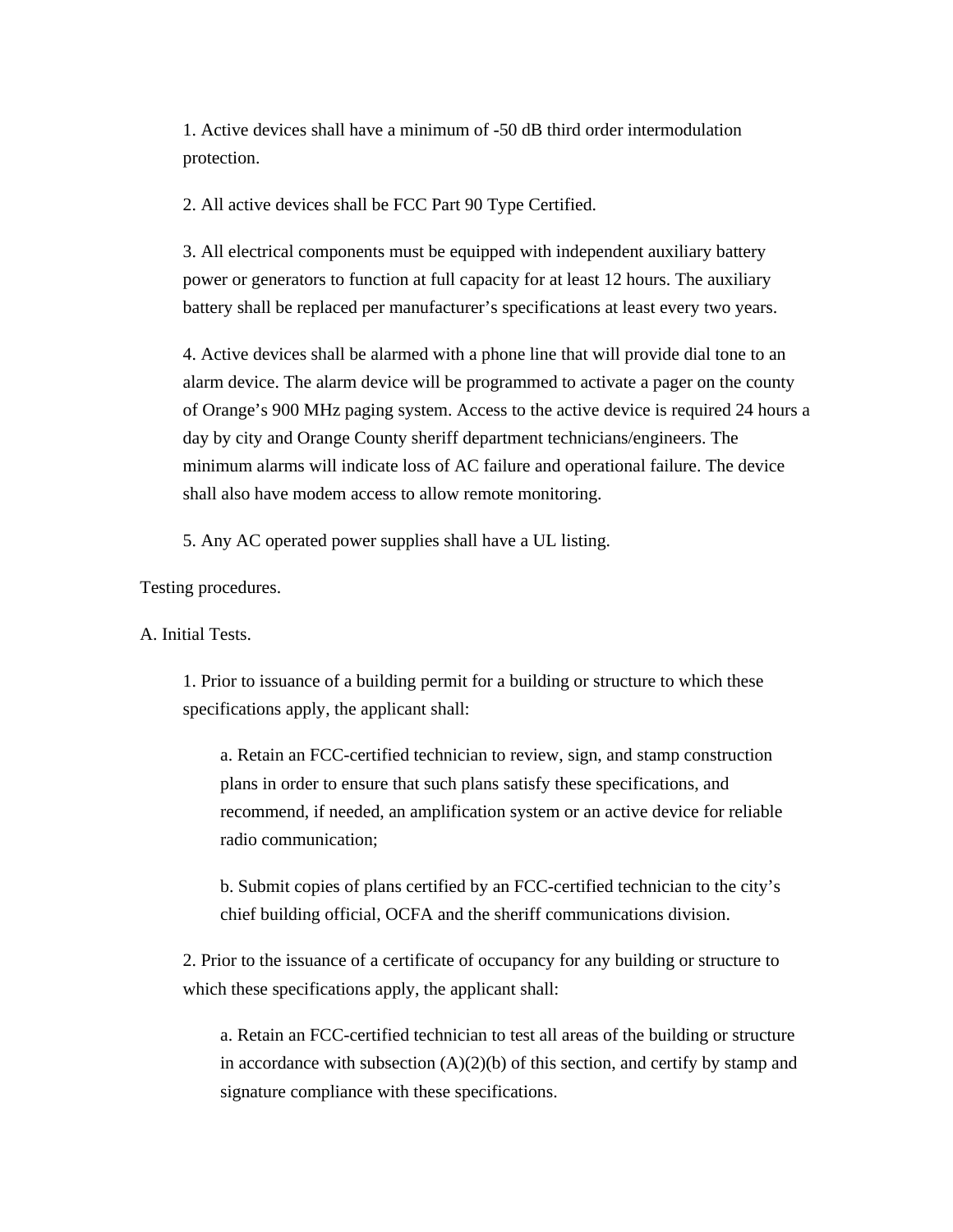1. Active devices shall have a minimum of -50 dB third order intermodulation protection.

2. All active devices shall be FCC Part 90 Type Certified.

3. All electrical components must be equipped with independent auxiliary battery power or generators to function at full capacity for at least 12 hours. The auxiliary battery shall be replaced per manufacturer's specifications at least every two years.

4. Active devices shall be alarmed with a phone line that will provide dial tone to an alarm device. The alarm device will be programmed to activate a pager on the county of Orange's 900 MHz paging system. Access to the active device is required 24 hours a day by city and Orange County sheriff department technicians/engineers. The minimum alarms will indicate loss of AC failure and operational failure. The device shall also have modem access to allow remote monitoring.

5. Any AC operated power supplies shall have a UL listing.

Testing procedures.

A. Initial Tests.

1. Prior to issuance of a building permit for a building or structure to which these specifications apply, the applicant shall:

a. Retain an FCC-certified technician to review, sign, and stamp construction plans in order to ensure that such plans satisfy these specifications, and recommend, if needed, an amplification system or an active device for reliable radio communication;

b. Submit copies of plans certified by an FCC-certified technician to the city's chief building official, OCFA and the sheriff communications division.

2. Prior to the issuance of a certificate of occupancy for any building or structure to which these specifications apply, the applicant shall:

a. Retain an FCC-certified technician to test all areas of the building or structure in accordance with subsection (A)(2)(b) of this section, and certify by stamp and signature compliance with these specifications.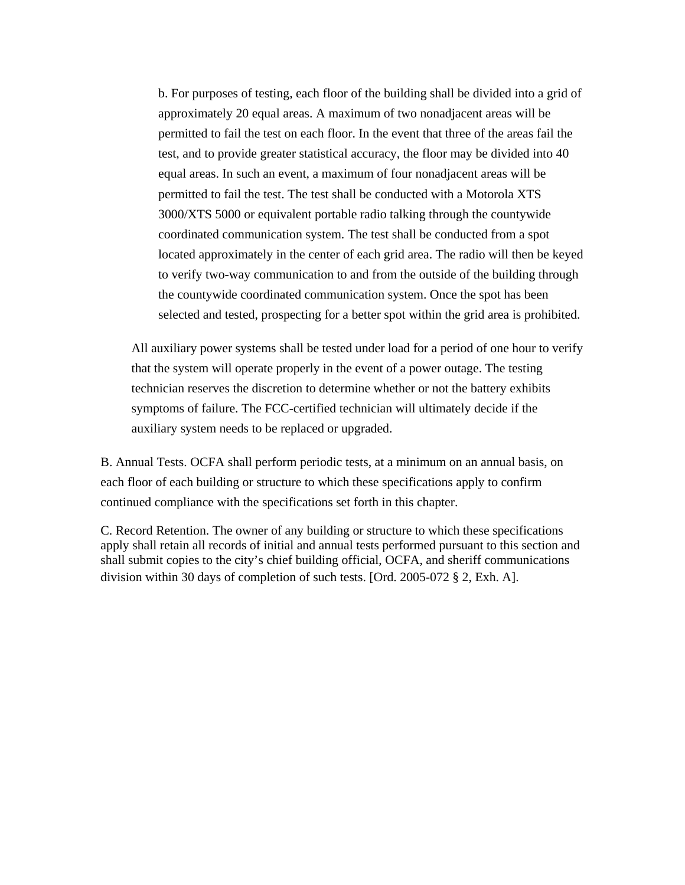b. For purposes of testing, each floor of the building shall be divided into a grid of approximately 20 equal areas. A maximum of two nonadjacent areas will be permitted to fail the test on each floor. In the event that three of the areas fail the test, and to provide greater statistical accuracy, the floor may be divided into 40 equal areas. In such an event, a maximum of four nonadjacent areas will be permitted to fail the test. The test shall be conducted with a Motorola XTS 3000/XTS 5000 or equivalent portable radio talking through the countywide coordinated communication system. The test shall be conducted from a spot located approximately in the center of each grid area. The radio will then be keyed to verify two-way communication to and from the outside of the building through the countywide coordinated communication system. Once the spot has been selected and tested, prospecting for a better spot within the grid area is prohibited.

All auxiliary power systems shall be tested under load for a period of one hour to verify that the system will operate properly in the event of a power outage. The testing technician reserves the discretion to determine whether or not the battery exhibits symptoms of failure. The FCC-certified technician will ultimately decide if the auxiliary system needs to be replaced or upgraded.

B. Annual Tests. OCFA shall perform periodic tests, at a minimum on an annual basis, on each floor of each building or structure to which these specifications apply to confirm continued compliance with the specifications set forth in this chapter.

C. Record Retention. The owner of any building or structure to which these specifications apply shall retain all records of initial and annual tests performed pursuant to this section and shall submit copies to the city's chief building official, OCFA, and sheriff communications division within 30 days of completion of such tests. [Ord. 2005-072 § 2, Exh. A].